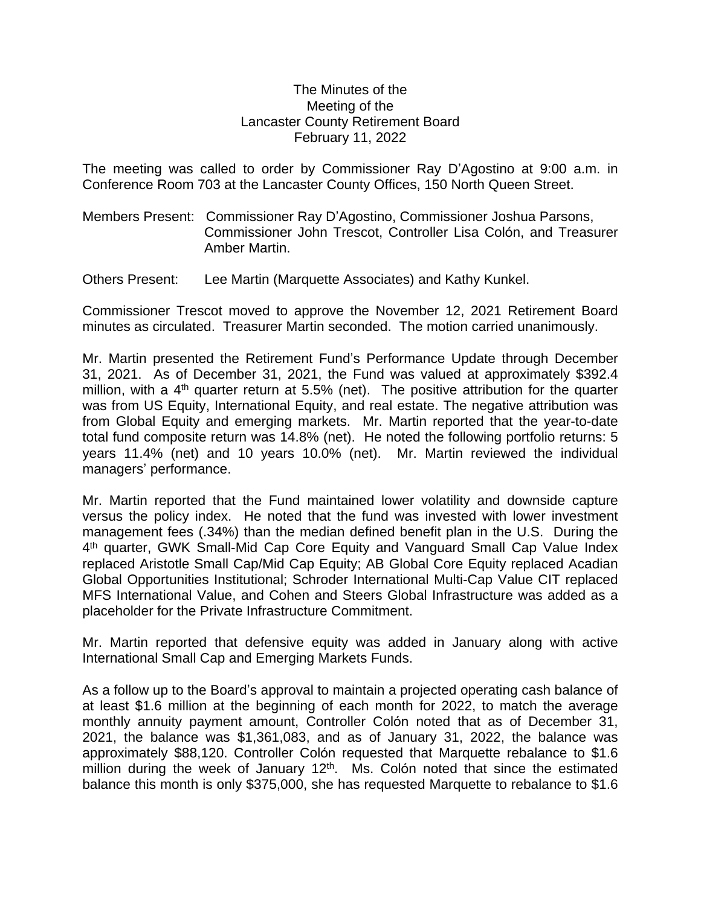The Minutes of the
Meeting of the
Lancaster County Retirement Board
February 11, 2022

The meeting was called to order by Commissioner Ray D'Agostino at 9:00 a.m. in Conference Room 703 at the Lancaster County Offices, 150 North Queen Street.

Members Present: Commissioner Ray D'Agostino, Commissioner Joshua Parsons, Commissioner John Trescot, Controller Lisa Colón, and Treasurer Amber Martin.

Others Present: Lee Martin (Marquette Associates) and Kathy Kunkel.

Commissioner Trescot moved to approve the November 12, 2021 Retirement Board minutes as circulated. Treasurer Martin seconded. The motion carried unanimously.

Mr. Martin presented the Retirement Fund's Performance Update through December 31, 2021. As of December 31, 2021, the Fund was valued at approximately $392.4 million, with a 4th quarter return at 5.5% (net). The positive attribution for the quarter was from US Equity, International Equity, and real estate. The negative attribution was from Global Equity and emerging markets. Mr. Martin reported that the year-to-date total fund composite return was 14.8% (net). He noted the following portfolio returns: 5 years 11.4% (net) and 10 years 10.0% (net). Mr. Martin reviewed the individual managers' performance.

Mr. Martin reported that the Fund maintained lower volatility and downside capture versus the policy index. He noted that the fund was invested with lower investment management fees (.34%) than the median defined benefit plan in the U.S. During the 4th quarter, GWK Small-Mid Cap Core Equity and Vanguard Small Cap Value Index replaced Aristotle Small Cap/Mid Cap Equity; AB Global Core Equity replaced Acadian Global Opportunities Institutional; Schroder International Multi-Cap Value CIT replaced MFS International Value, and Cohen and Steers Global Infrastructure was added as a placeholder for the Private Infrastructure Commitment.

Mr. Martin reported that defensive equity was added in January along with active International Small Cap and Emerging Markets Funds.

As a follow up to the Board's approval to maintain a projected operating cash balance of at least $1.6 million at the beginning of each month for 2022, to match the average monthly annuity payment amount, Controller Colón noted that as of December 31, 2021, the balance was $1,361,083, and as of January 31, 2022, the balance was approximately $88,120. Controller Colón requested that Marquette rebalance to $1.6 million during the week of January 12th. Ms. Colón noted that since the estimated balance this month is only $375,000, she has requested Marquette to rebalance to $1.6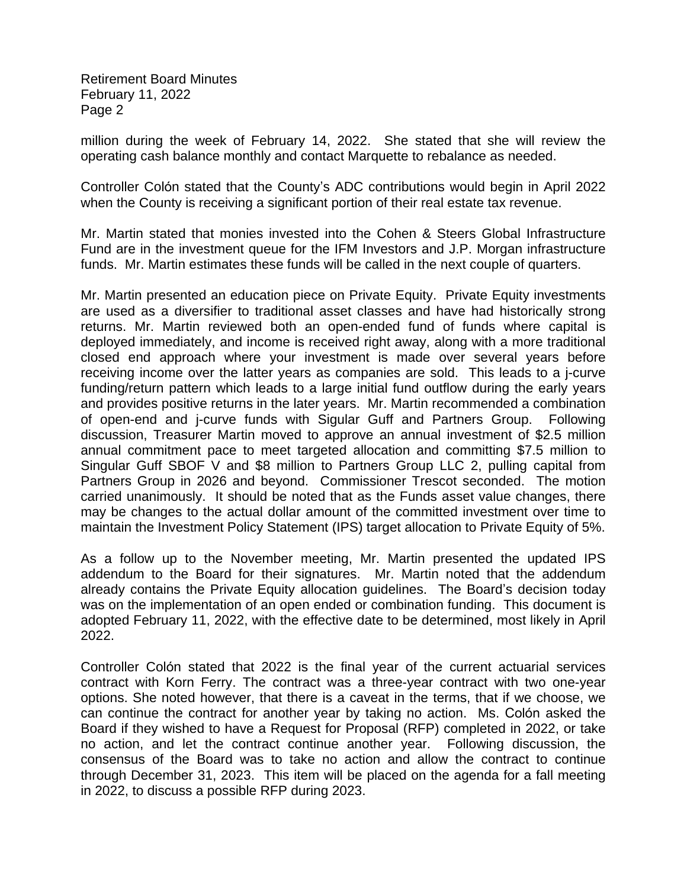million during the week of February 14, 2022. She stated that she will review the operating cash balance monthly and contact Marquette to rebalance as needed.

Controller Colón stated that the County's ADC contributions would begin in April 2022 when the County is receiving a significant portion of their real estate tax revenue.

Mr. Martin stated that monies invested into the Cohen & Steers Global Infrastructure Fund are in the investment queue for the IFM Investors and J.P. Morgan infrastructure funds. Mr. Martin estimates these funds will be called in the next couple of quarters.

Mr. Martin presented an education piece on Private Equity. Private Equity investments are used as a diversifier to traditional asset classes and have had historically strong returns. Mr. Martin reviewed both an open-ended fund of funds where capital is deployed immediately, and income is received right away, along with a more traditional closed end approach where your investment is made over several years before receiving income over the latter years as companies are sold. This leads to a j-curve funding/return pattern which leads to a large initial fund outflow during the early years and provides positive returns in the later years. Mr. Martin recommended a combination of open-end and j-curve funds with Sigular Guff and Partners Group. Following discussion, Treasurer Martin moved to approve an annual investment of $2.5 million annual commitment pace to meet targeted allocation and committing $7.5 million to Singular Guff SBOF V and $8 million to Partners Group LLC 2, pulling capital from Partners Group in 2026 and beyond. Commissioner Trescot seconded. The motion carried unanimously. It should be noted that as the Funds asset value changes, there may be changes to the actual dollar amount of the committed investment over time to maintain the Investment Policy Statement (IPS) target allocation to Private Equity of 5%.

As a follow up to the November meeting, Mr. Martin presented the updated IPS addendum to the Board for their signatures. Mr. Martin noted that the addendum already contains the Private Equity allocation guidelines. The Board's decision today was on the implementation of an open ended or combination funding. This document is adopted February 11, 2022, with the effective date to be determined, most likely in April 2022.

Controller Colón stated that 2022 is the final year of the current actuarial services contract with Korn Ferry. The contract was a three-year contract with two one-year options. She noted however, that there is a caveat in the terms, that if we choose, we can continue the contract for another year by taking no action. Ms. Colón asked the Board if they wished to have a Request for Proposal (RFP) completed in 2022, or take no action, and let the contract continue another year. Following discussion, the consensus of the Board was to take no action and allow the contract to continue through December 31, 2023. This item will be placed on the agenda for a fall meeting in 2022, to discuss a possible RFP during 2023.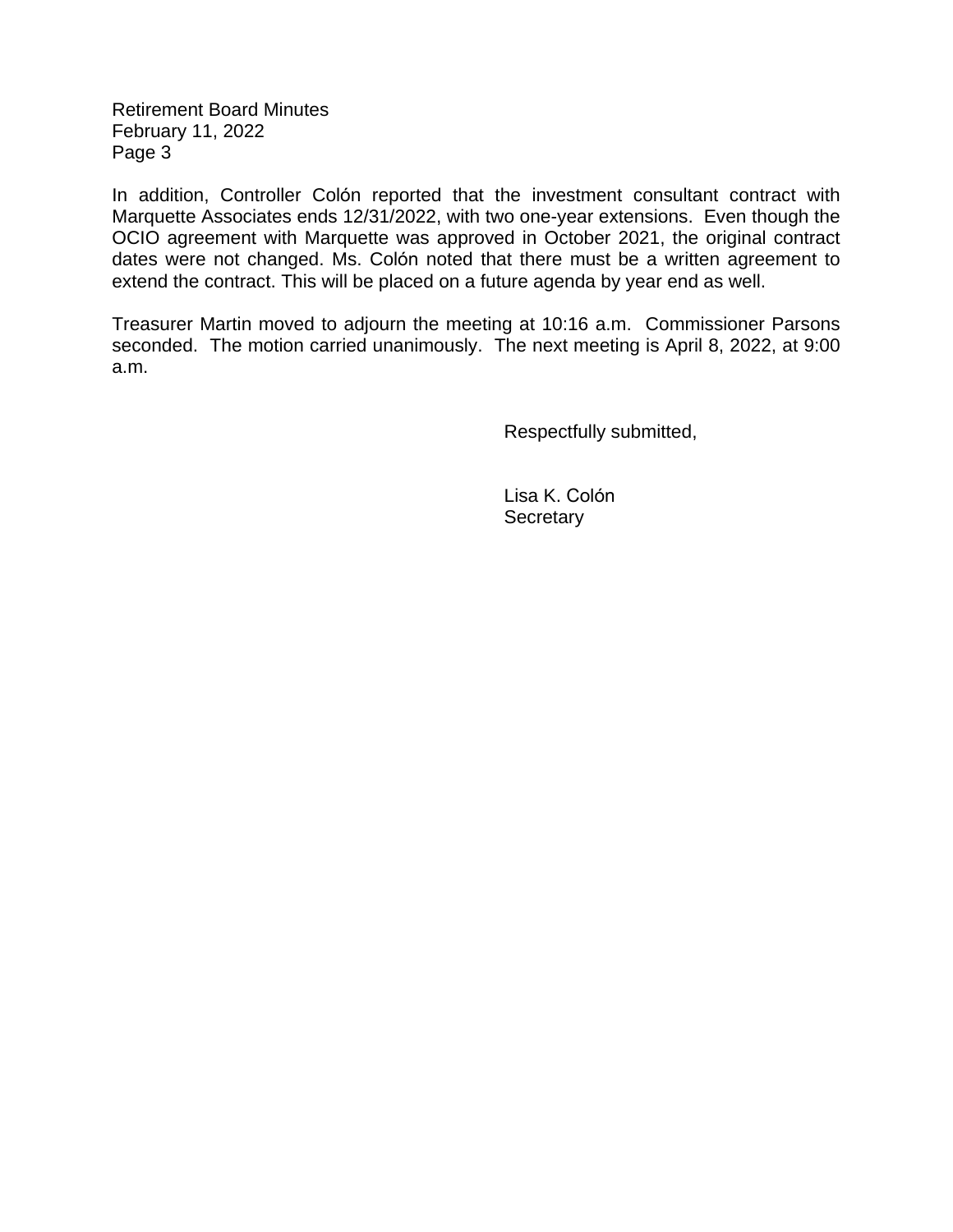In addition, Controller Colón reported that the investment consultant contract with Marquette Associates ends 12/31/2022, with two one-year extensions. Even though the OCIO agreement with Marquette was approved in October 2021, the original contract dates were not changed. Ms. Colón noted that there must be a written agreement to extend the contract. This will be placed on a future agenda by year end as well.

Treasurer Martin moved to adjourn the meeting at 10:16 a.m. Commissioner Parsons seconded. The motion carried unanimously. The next meeting is April 8, 2022, at 9:00 a.m.

Respectfully submitted,

Lisa K. Colón
Secretary